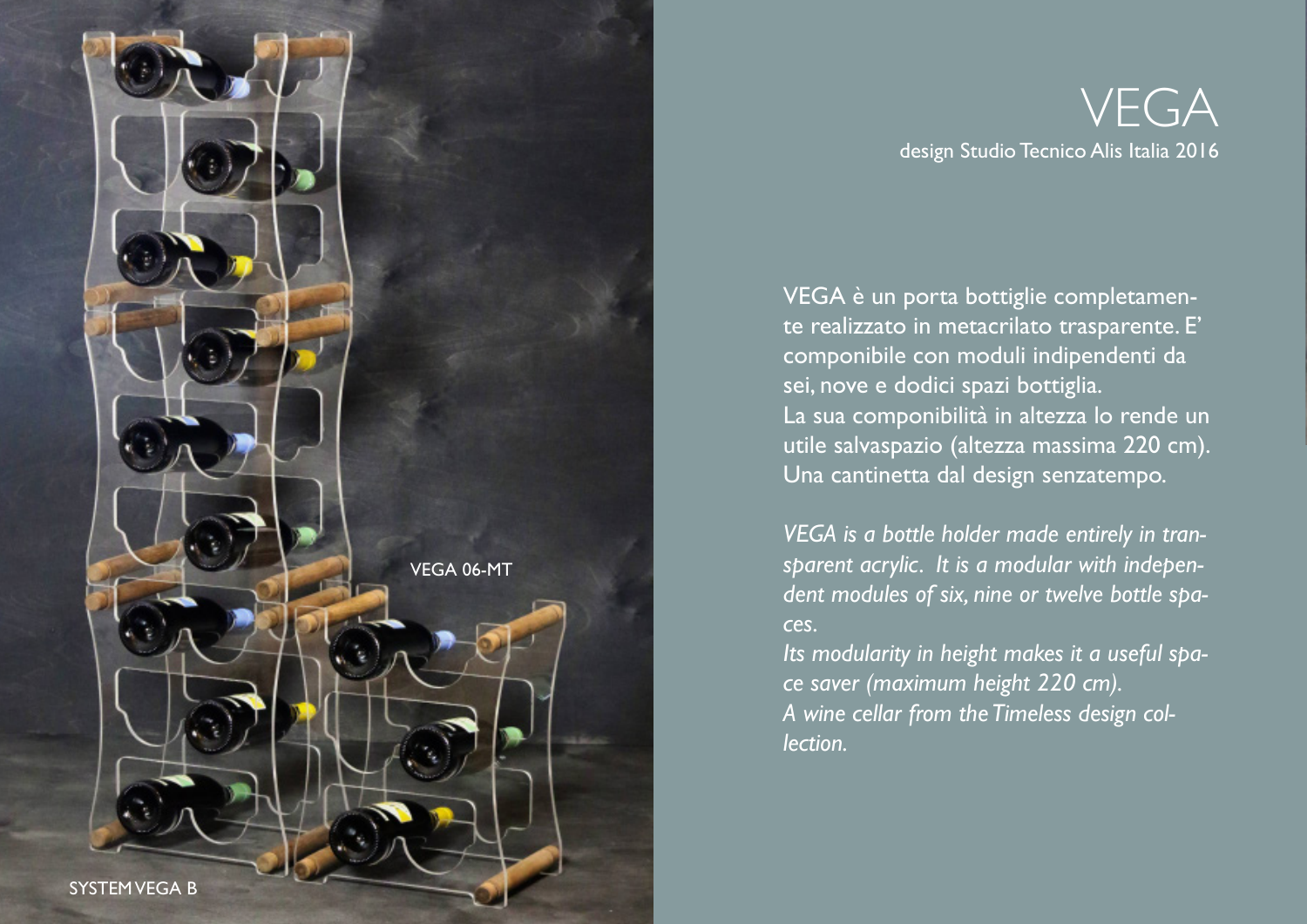# VEGA

design Studio Tecnico Alis Italia 2016

VEGA è un porta bottiglie completamente realizzato in metacrilato trasparente. E' componibile con moduli indipendenti da sei, nove e dodici spazi bottiglia.
La sua componibilità in altezza lo rende un utile salvaspazio (altezza massima 220 cm).
Una cantinetta dal design senzatempo.

*VEGA is a bottle holder made entirely in transparent acrylic. It is a modular with independent modules of six, nine or twelve bottle spaces.*
*Its modularity in height makes it a useful space saver (maximum height 220 cm).*
*A wine cellar from the Timeless design collection.*

VEGA 06-MT

SYSTEM VEGA B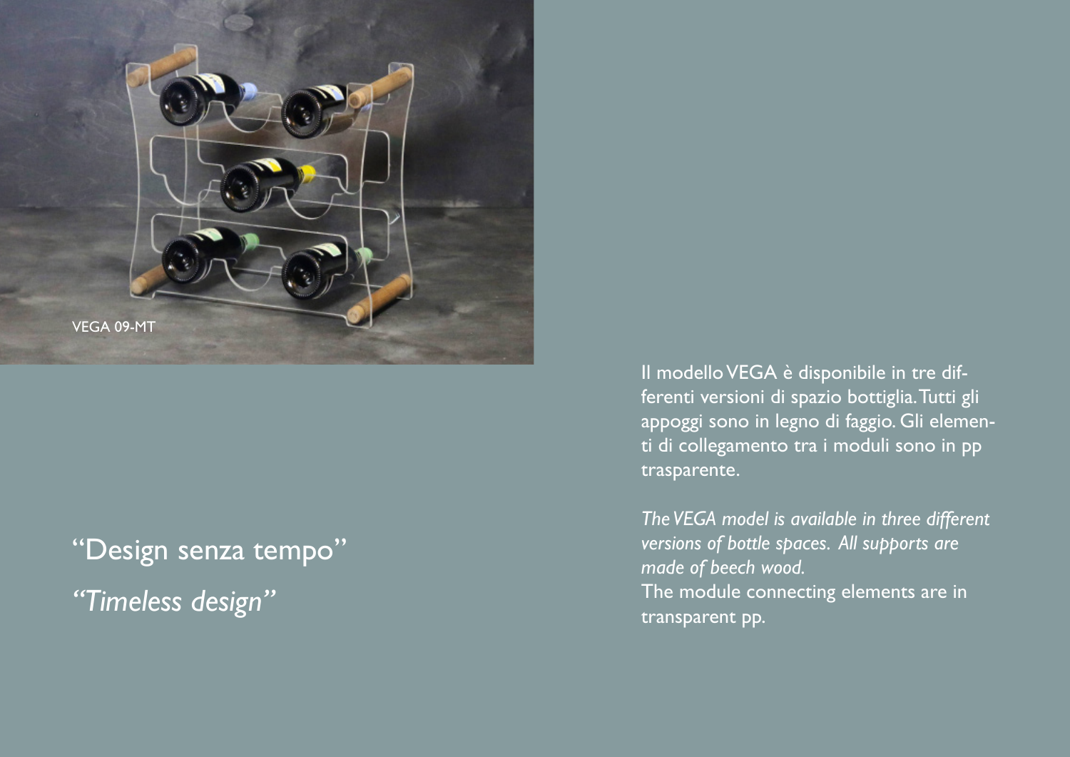VEGA 09-MT

“Design senza tempo”

*“Timeless design”*

Il modello VEGA è disponibile in tre differenti versioni di spazio bottiglia. Tutti gli appoggi sono in legno di faggio. Gli elementi di collegamento tra i moduli sono in pp trasparente.

*The VEGA model is available in three different versions of bottle spaces. All supports are made of beech wood.*
The module connecting elements are in transparent pp.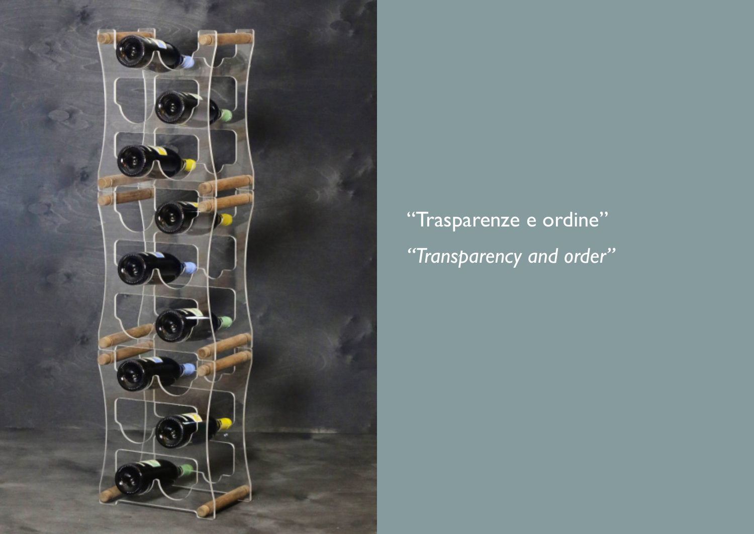“Trasparenze e ordine”

*“Transparency and order”*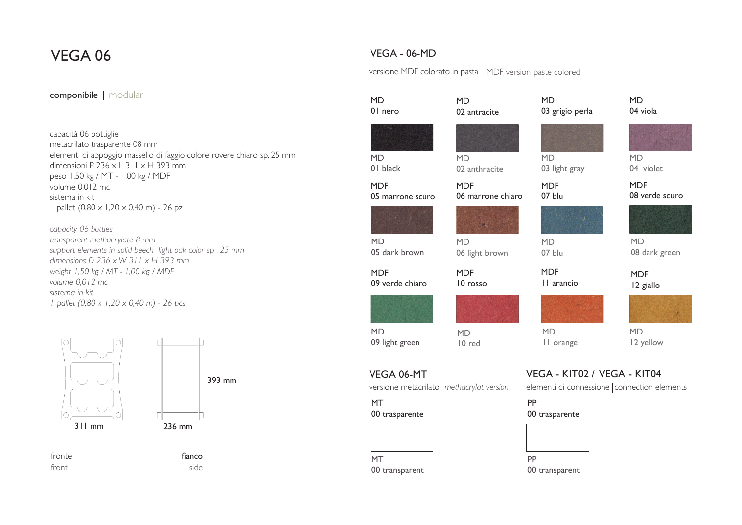# VEGA 06

**componibile** | modular

capacità 06 bottiglie
metacrilato trasparente 08 mm
elementi di appoggio massello di faggio colore rovere chiaro sp. 25 mm
dimensioni P 236 x L 311 x H 393 mm
peso 1,50 kg / MT - 1,00 kg / MDF
volume 0,012 mc
sistema in kit
1 pallet (0,80 x 1,20 x 0,40 m) - 26 pz

*capacity 06 bottles*
*transparent methacrylate 8 mm*
*support elements in solid beech light oak color sp . 25 mm*
*dimensions D 236 x W 311 x H 393 mm*
*weight 1,50 kg / MT - 1,00 kg / MDF*
*volume 0,012 mc*
*sistema in kit*
*1 pallet (0,80 x 1,20 x 0,40 m) - 26 pcs*

393 mm

311 mm | 236 mm

fronte / front | fianco / side

## VEGA - 06-MD

versione MDF colorato in pasta | MDF version paste colored

| | | | |
|---|---|---|---|
| MD 01 nero | MD 02 antracite | MD 03 grigio perla | MD 04 viola |
| MD 01 black | MD 02 anthracite | MD 03 light gray | MD 04 violet |
| MDF 05 marrone scuro | MDF 06 marrone chiaro | MDF 07 blu | MDF 08 verde scuro |
| MD 05 dark brown | MD 06 light brown | MD 07 blu | MD 08 dark green |
| MDF 09 verde chiaro | MDF 10 rosso | MDF 11 arancio | MDF 12 giallo |
| MD 09 light green | MD 10 red | MD 11 orange | MD 12 yellow |

## VEGA 06-MT

versione metacrilato | *methacrylat version*

MT 00 trasparente

MT 00 transparent

## VEGA - KIT02 / VEGA - KIT04

elementi di connessione | connection elements

PP 00 trasparente

PP 00 transparent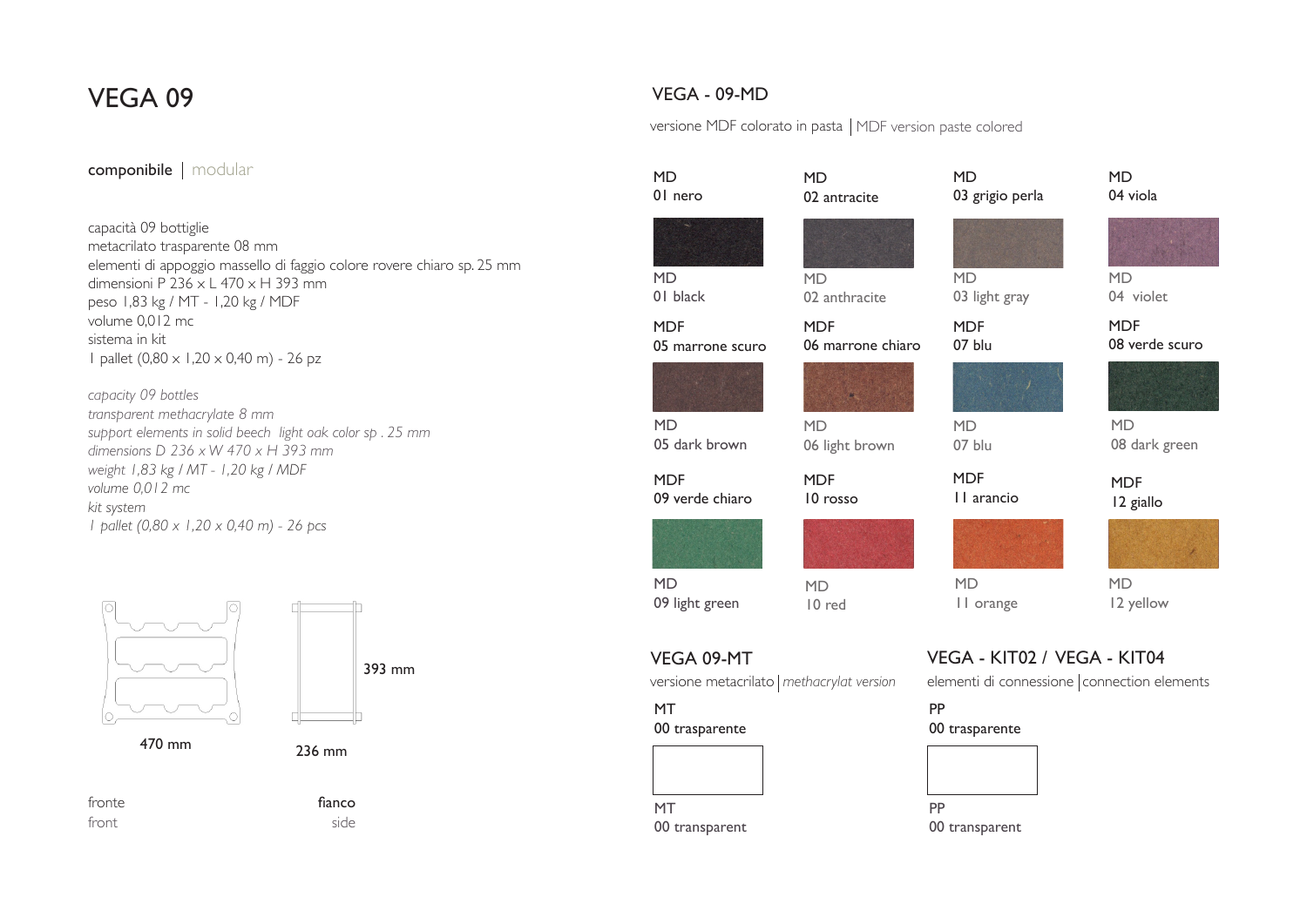# VEGA 09

componibile | modular

capacità 09 bottiglie
metacrilato trasparente 08 mm
elementi di appoggio massello di faggio colore rovere chiaro sp. 25 mm
dimensioni P 236 x L 470 x H 393 mm
peso 1,83 kg / MT - 1,20 kg / MDF
volume 0,012 mc
sistema in kit
1 pallet (0,80 x 1,20 x 0,40 m) - 26 pz

*capacity 09 bottles*
*transparent methacrylate 8 mm*
*support elements in solid beech light oak color sp . 25 mm*
*dimensions D 236 x W 470 x H 393 mm*
*weight 1,83 kg / MT - 1,20 kg / MDF*
*volume 0,012 mc*
*kit system*
*1 pallet (0,80 x 1,20 x 0,40 m) - 26 pcs*

470 mm

393 mm

236 mm

fronte
front

fianco
side

## VEGA - 09-MD

versione MDF colorato in pasta | MDF version paste colored

| | | | |
|---|---|---|---|
| MD 01 nero / MD 01 black | MD 02 antracite / MD 02 anthracite | MD 03 grigio perla / MD 03 light gray | MD 04 viola / MD 04 violet |
| MDF 05 marrone scuro / MD 05 dark brown | MDF 06 marrone chiaro / MD 06 light brown | MDF 07 blu / MD 07 blu | MDF 08 verde scuro / MD 08 dark green |
| MDF 09 verde chiaro / MD 09 light green | MDF 10 rosso / MD 10 red | MDF 11 arancio / MD 11 orange | MDF 12 giallo / MD 12 yellow |

## VEGA 09-MT

versione metacrilato | *methacrylat version*

MT
00 trasparente

MT
00 transparent

## VEGA - KIT02 / VEGA - KIT04

elementi di connessione | connection elements

PP
00 trasparente

PP
00 transparent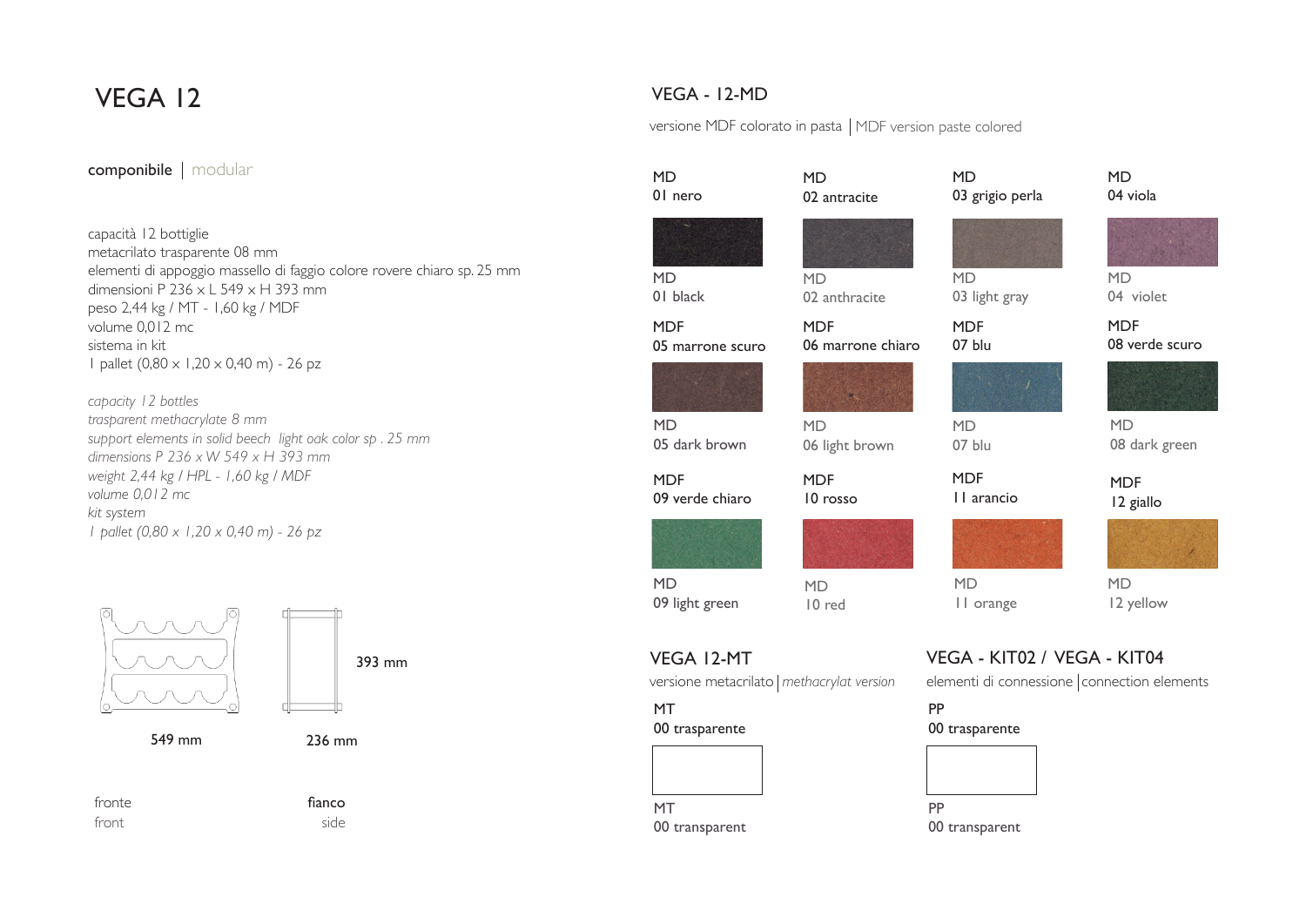# VEGA 12

**componibile** | modular

capacità 12 bottiglie
metacrilato trasparente 08 mm
elementi di appoggio massello di faggio colore rovere chiaro sp. 25 mm
dimensioni P 236 x L 549 x H 393 mm
peso 2,44 kg / MT - 1,60 kg / MDF
volume 0,012 mc
sistema in kit
1 pallet (0,80 x 1,20 x 0,40 m) - 26 pz

*capacity 12 bottles*
*trasparent methacrylate 8 mm*
*support elements in solid beech light oak color sp . 25 mm*
*dimensions P 236 x W 549 x H 393 mm*
*weight 2,44 kg / HPL - 1,60 kg / MDF*
*volume 0,012 mc*
*kit system*
*1 pallet (0,80 x 1,20 x 0,40 m) - 26 pz*

393 mm

549 mm | 236 mm

fronte | fianco
front | side

## VEGA - 12-MD

versione MDF colorato in pasta | MDF version paste colored

| | | | |
|---|---|---|---|
| MD 01 nero | MD 02 antracite | MD 03 grigio perla | MD 04 viola |
| MD 01 black | MD 02 anthracite | MD 03 light gray | MD 04 violet |
| MDF 05 marrone scuro | MDF 06 marrone chiaro | MDF 07 blu | MDF 08 verde scuro |
| MD 05 dark brown | MD 06 light brown | MD 07 blu | MD 08 dark green |
| MDF 09 verde chiaro | MDF 10 rosso | MDF 11 arancio | MDF 12 giallo |
| MD 09 light green | MD 10 red | MD 11 orange | MD 12 yellow |

## VEGA 12-MT

versione metacrilato | *methacrylat version*

MT
00 trasparente

MT
00 transparent

## VEGA - KIT02 / VEGA - KIT04

elementi di connessione | connection elements

PP
00 trasparente

PP
00 transparent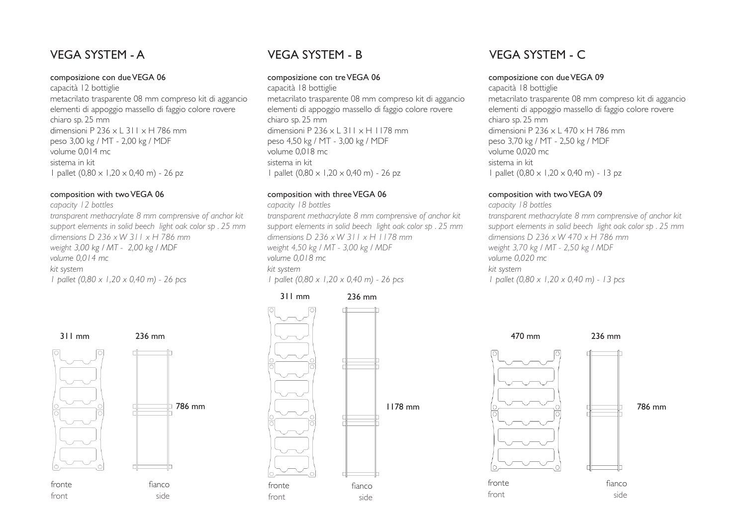## VEGA SYSTEM - A

**composizione con due VEGA 06**

capacità 12 bottiglie
metacrilato trasparente 08 mm compreso kit di aggancio
elementi di appoggio massello di faggio colore rovere chiaro sp. 25 mm
dimensioni P 236 x L 311 x H 786 mm
peso 3,00 kg / MT - 2,00 kg / MDF
volume 0,014 mc
sistema in kit
1 pallet (0,80 x 1,20 x 0,40 m) - 26 pz

**composition with two VEGA 06**

*capacity 12 bottles*
*transparent methacrylate 8 mm comprensive of anchor kit*
*support elements in solid beech light oak color sp . 25 mm*
*dimensions D 236 x W 311 x H 786 mm*
*weight 3,00 kg / MT - 2,00 kg / MDF*
*volume 0,014 mc*
*kit system*
*1 pallet (0,80 x 1,20 x 0,40 m) - 26 pcs*

311 mm 236 mm 786 mm

fronte / front — fianco / side

## VEGA SYSTEM - B

**composizione con tre VEGA 06**

capacità 18 bottiglie
metacrilato trasparente 08 mm compreso kit di aggancio
elementi di appoggio massello di faggio colore rovere chiaro sp. 25 mm
dimensioni P 236 x L 311 x H 1178 mm
peso 4,50 kg / MT - 3,00 kg / MDF
volume 0,018 mc
sistema in kit
1 pallet (0,80 x 1,20 x 0,40 m) - 26 pz

**composition with three VEGA 06**

*capacity 18 bottles*
*transparent methacrylate 8 mm comprensive of anchor kit*
*support elements in solid beech light oak color sp . 25 mm*
*dimensions D 236 x W 311 x H 1178 mm*
*weight 4,50 kg / MT - 3,00 kg / MDF*
*volume 0,018 mc*
*kit system*
*1 pallet (0,80 x 1,20 x 0,40 m) - 26 pcs*

311 mm 236 mm 1178 mm

fronte / front — fianco / side

## VEGA SYSTEM - C

**composizione con due VEGA 09**

capacità 18 bottiglie
metacrilato trasparente 08 mm compreso kit di aggancio
elementi di appoggio massello di faggio colore rovere chiaro sp. 25 mm
dimensioni P 236 x L 470 x H 786 mm
peso 3,70 kg / MT - 2,50 kg / MDF
volume 0,020 mc
sistema in kit
1 pallet (0,80 x 1,20 x 0,40 m) - 13 pz

**composition with two VEGA 09**

*capacity 18 bottles*
*transparent methacrylate 8 mm comprensive of anchor kit*
*support elements in solid beech light oak color sp . 25 mm*
*dimensions D 236 x W 470 x H 786 mm*
*weight 3,70 kg / MT - 2,50 kg / MDF*
*volume 0,020 mc*
*kit system*
*1 pallet (0,80 x 1,20 x 0,40 m) - 13 pcs*

470 mm 236 mm 786 mm

fronte / front — fianco / side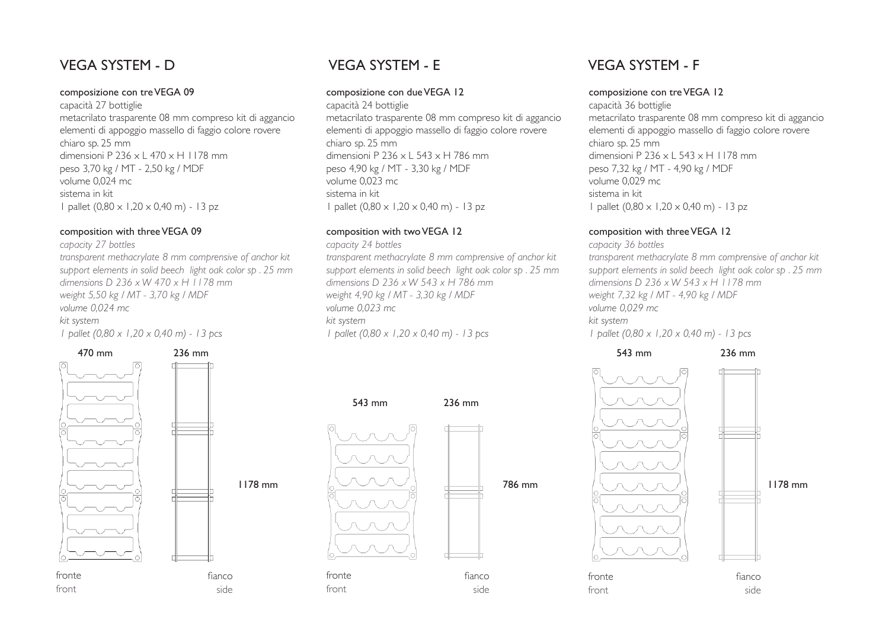## VEGA SYSTEM - D

**composizione con tre VEGA 09**

capacità 27 bottiglie
metacrilato trasparente 08 mm compreso kit di aggancio
elementi di appoggio massello di faggio colore rovere chiaro sp. 25 mm
dimensioni P 236 x L 470 x H 1178 mm
peso 3,70 kg / MT - 2,50 kg / MDF
volume 0,024 mc
sistema in kit
1 pallet (0,80 x 1,20 x 0,40 m) - 13 pz

**composition with three VEGA 09**

*capacity 27 bottles*
*transparent methacrylate 8 mm comprensive of anchor kit*
*support elements in solid beech light oak color sp . 25 mm*
*dimensions D 236 x W 470 x H 1178 mm*
*weight 5,50 kg / MT - 3,70 kg / MDF*
*volume 0,024 mc*
*kit system*
*1 pallet (0,80 x 1,20 x 0,40 m) - 13 pcs*

470 mm
236 mm
1178 mm
fronte
front
fianco
side

## VEGA SYSTEM - E

**composizione con due VEGA 12**

capacità 24 bottiglie
metacrilato trasparente 08 mm compreso kit di aggancio
elementi di appoggio massello di faggio colore rovere chiaro sp. 25 mm
dimensioni P 236 x L 543 x H 786 mm
peso 4,90 kg / MT - 3,30 kg / MDF
volume 0,023 mc
sistema in kit
1 pallet (0,80 x 1,20 x 0,40 m) - 13 pz

**composition with two VEGA 12**

*capacity 24 bottles*
*transparent methacrylate 8 mm comprensive of anchor kit*
*support elements in solid beech light oak color sp . 25 mm*
*dimensions D 236 x W 543 x H 786 mm*
*weight 4,90 kg / MT - 3,30 kg / MDF*
*volume 0,023 mc*
*kit system*
*1 pallet (0,80 x 1,20 x 0,40 m) - 13 pcs*

543 mm
236 mm
786 mm
fronte
front
fianco
side

## VEGA SYSTEM - F

**composizione con tre VEGA 12**

capacità 36 bottiglie
metacrilato trasparente 08 mm compreso kit di aggancio
elementi di appoggio massello di faggio colore rovere chiaro sp. 25 mm
dimensioni P 236 x L 543 x H 1178 mm
peso 7,32 kg / MT - 4,90 kg / MDF
volume 0,029 mc
sistema in kit
1 pallet (0,80 x 1,20 x 0,40 m) - 13 pz

**composition with three VEGA 12**

*capacity 36 bottles*
*transparent methacrylate 8 mm comprensive of anchor kit*
*support elements in solid beech light oak color sp . 25 mm*
*dimensions D 236 x W 543 x H 1178 mm*
*weight 7,32 kg / MT - 4,90 kg / MDF*
*volume 0,029 mc*
*kit system*
*1 pallet (0,80 x 1,20 x 0,40 m) - 13 pcs*

543 mm
236 mm
1178 mm
fronte
front
fianco
side